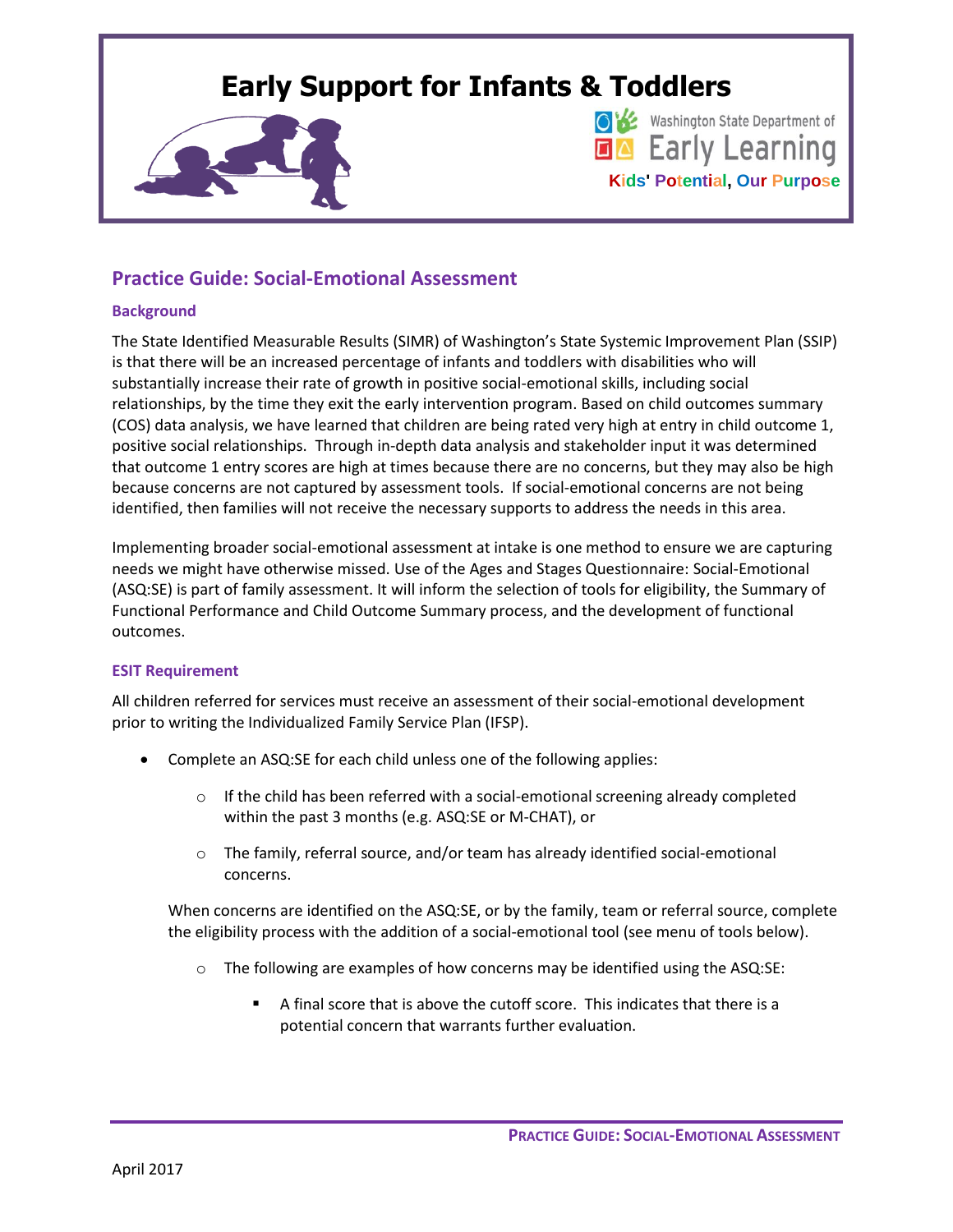# Early Support for Infants & Toddlers

Washington State Department of Early Learning

Kids' Potential, Our Purpose

## Practice Guide: Social-Emotional Assessment

### Background

The State Identified Measurable Results (SIMR) of Washington's State Systemic Improvement Plan (SSIP) is that there will be an increased percentage of infants and toddlers with disabilities who will substantially increase their rate of growth in positive social-emotional skills, including social relationships, by the time they exit the early intervention program. Based on child outcomes summary (COS) data analysis, we have learned that children are being rated very high at entry in child outcome 1, positive social relationships. Through in-depth data analysis and stakeholder input it was determined that outcome 1 entry scores are high at times because there are no concerns, but they may also be high because concerns are not captured by assessment tools. If social-emotional concerns are not being identified, then families will not receive the necessary supports to address the needs in this area.

Implementing broader social-emotional assessment at intake is one method to ensure we are capturing needs we might have otherwise missed. Use of the Ages and Stages Questionnaire: Social-Emotional (ASQ:SE) is part of family assessment. It will inform the selection of tools for eligibility, the Summary of Functional Performance and Child Outcome Summary process, and the development of functional outcomes.

### ESIT Requirement

All children referred for services must receive an assessment of their social-emotional development prior to writing the Individualized Family Service Plan (IFSP).

- Complete an ASQ:SE for each child unless one of the following applies:
  - If the child has been referred with a social-emotional screening already completed within the past 3 months (e.g. ASQ:SE or M-CHAT), or
  - The family, referral source, and/or team has already identified social-emotional concerns.

  When concerns are identified on the ASQ:SE, or by the family, team or referral source, complete the eligibility process with the addition of a social-emotional tool (see menu of tools below).

  - The following are examples of how concerns may be identified using the ASQ:SE:
    - A final score that is above the cutoff score. This indicates that there is a potential concern that warrants further evaluation.

April 2017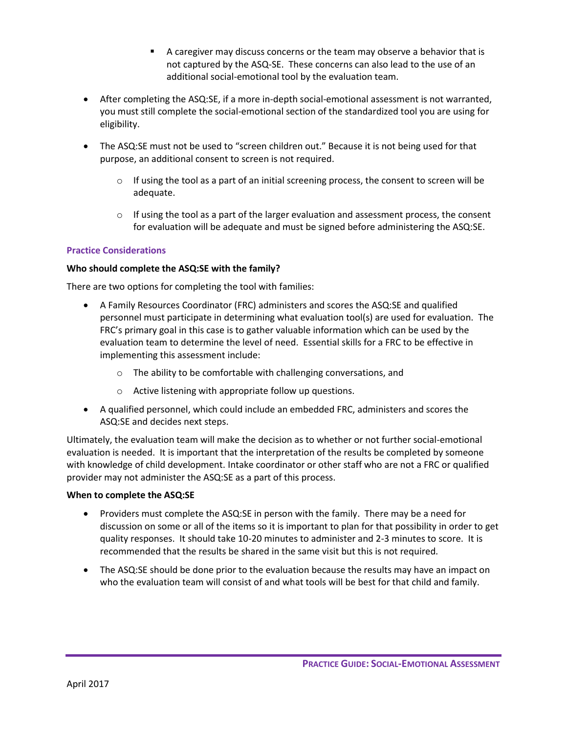- A caregiver may discuss concerns or the team may observe a behavior that is not captured by the ASQ-SE. These concerns can also lead to the use of an additional social-emotional tool by the evaluation team.

- After completing the ASQ:SE, if a more in-depth social-emotional assessment is not warranted, you must still complete the social-emotional section of the standardized tool you are using for eligibility.

- The ASQ:SE must not be used to "screen children out." Because it is not being used for that purpose, an additional consent to screen is not required.

    - If using the tool as a part of an initial screening process, the consent to screen will be adequate.

    - If using the tool as a part of the larger evaluation and assessment process, the consent for evaluation will be adequate and must be signed before administering the ASQ:SE.

### Practice Considerations

**Who should complete the ASQ:SE with the family?**

There are two options for completing the tool with families:

- A Family Resources Coordinator (FRC) administers and scores the ASQ:SE and qualified personnel must participate in determining what evaluation tool(s) are used for evaluation. The FRC's primary goal in this case is to gather valuable information which can be used by the evaluation team to determine the level of need. Essential skills for a FRC to be effective in implementing this assessment include:

    - The ability to be comfortable with challenging conversations, and

    - Active listening with appropriate follow up questions.

- A qualified personnel, which could include an embedded FRC, administers and scores the ASQ:SE and decides next steps.

Ultimately, the evaluation team will make the decision as to whether or not further social-emotional evaluation is needed. It is important that the interpretation of the results be completed by someone with knowledge of child development. Intake coordinator or other staff who are not a FRC or qualified provider may not administer the ASQ:SE as a part of this process.

**When to complete the ASQ:SE**

- Providers must complete the ASQ:SE in person with the family. There may be a need for discussion on some or all of the items so it is important to plan for that possibility in order to get quality responses. It should take 10-20 minutes to administer and 2-3 minutes to score. It is recommended that the results be shared in the same visit but this is not required.

- The ASQ:SE should be done prior to the evaluation because the results may have an impact on who the evaluation team will consist of and what tools will be best for that child and family.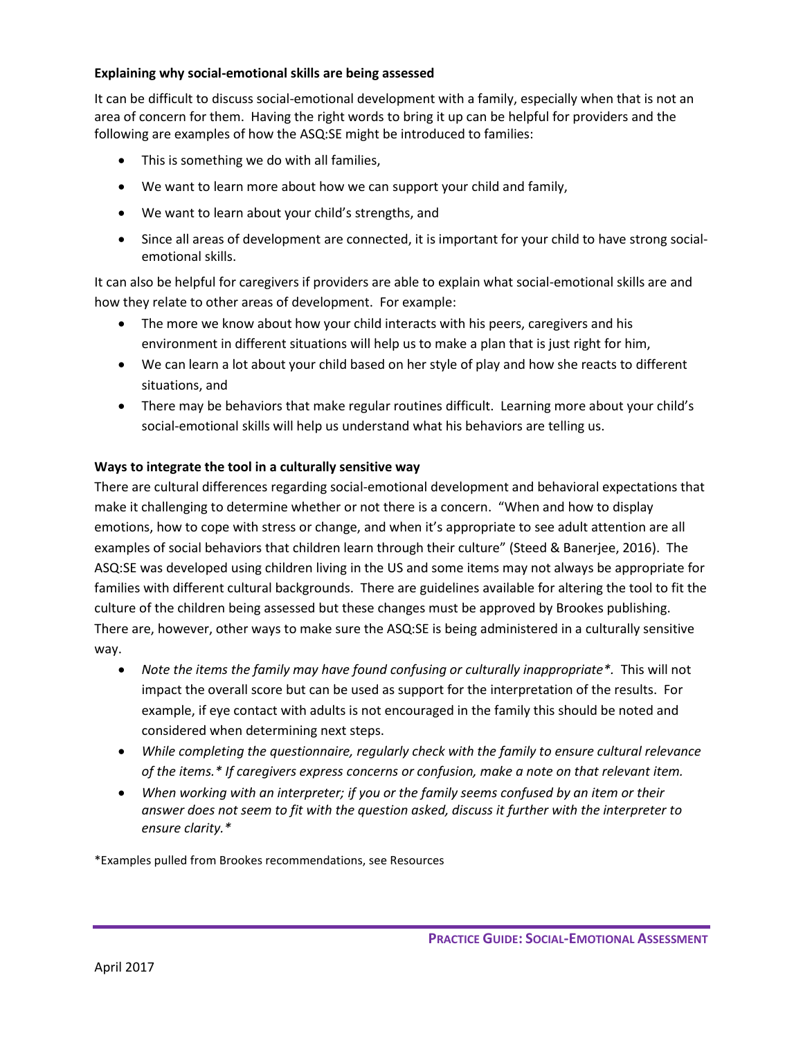### Explaining why social-emotional skills are being assessed

It can be difficult to discuss social-emotional development with a family, especially when that is not an area of concern for them. Having the right words to bring it up can be helpful for providers and the following are examples of how the ASQ:SE might be introduced to families:

- This is something we do with all families,
- We want to learn more about how we can support your child and family,
- We want to learn about your child's strengths, and
- Since all areas of development are connected, it is important for your child to have strong social-emotional skills.

It can also be helpful for caregivers if providers are able to explain what social-emotional skills are and how they relate to other areas of development. For example:

- The more we know about how your child interacts with his peers, caregivers and his environment in different situations will help us to make a plan that is just right for him,
- We can learn a lot about your child based on her style of play and how she reacts to different situations, and
- There may be behaviors that make regular routines difficult. Learning more about your child's social-emotional skills will help us understand what his behaviors are telling us.

### Ways to integrate the tool in a culturally sensitive way

There are cultural differences regarding social-emotional development and behavioral expectations that make it challenging to determine whether or not there is a concern. "When and how to display emotions, how to cope with stress or change, and when it's appropriate to see adult attention are all examples of social behaviors that children learn through their culture" (Steed & Banerjee, 2016). The ASQ:SE was developed using children living in the US and some items may not always be appropriate for families with different cultural backgrounds. There are guidelines available for altering the tool to fit the culture of the children being assessed but these changes must be approved by Brookes publishing. There are, however, other ways to make sure the ASQ:SE is being administered in a culturally sensitive way.

- *Note the items the family may have found confusing or culturally inappropriate**. This will not impact the overall score but can be used as support for the interpretation of the results. For example, if eye contact with adults is not encouraged in the family this should be noted and considered when determining next steps.
- *While completing the questionnaire, regularly check with the family to ensure cultural relevance of the items.* If caregivers express concerns or confusion, make a note on that relevant item.*
- *When working with an interpreter; if you or the family seems confused by an item or their answer does not seem to fit with the question asked, discuss it further with the interpreter to ensure clarity.**

*Examples pulled from Brookes recommendations, see Resources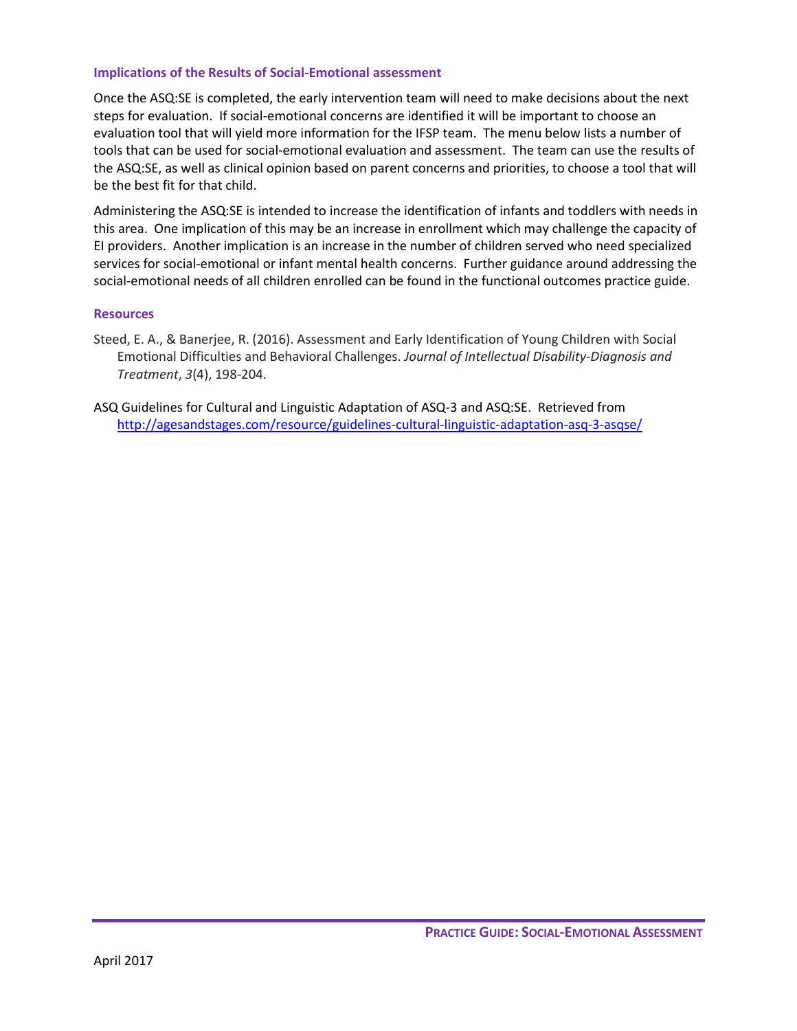### Implications of the Results of Social-Emotional assessment

Once the ASQ:SE is completed, the early intervention team will need to make decisions about the next steps for evaluation. If social-emotional concerns are identified it will be important to choose an evaluation tool that will yield more information for the IFSP team. The menu below lists a number of tools that can be used for social-emotional evaluation and assessment. The team can use the results of the ASQ:SE, as well as clinical opinion based on parent concerns and priorities, to choose a tool that will be the best fit for that child.

Administering the ASQ:SE is intended to increase the identification of infants and toddlers with needs in this area. One implication of this may be an increase in enrollment which may challenge the capacity of EI providers. Another implication is an increase in the number of children served who need specialized services for social-emotional or infant mental health concerns. Further guidance around addressing the social-emotional needs of all children enrolled can be found in the functional outcomes practice guide.

### Resources

Steed, E. A., & Banerjee, R. (2016). Assessment and Early Identification of Young Children with Social Emotional Difficulties and Behavioral Challenges. *Journal of Intellectual Disability-Diagnosis and Treatment*, *3*(4), 198-204.

ASQ Guidelines for Cultural and Linguistic Adaptation of ASQ-3 and ASQ:SE. Retrieved from http://agesandstages.com/resource/guidelines-cultural-linguistic-adaptation-asq-3-asqse/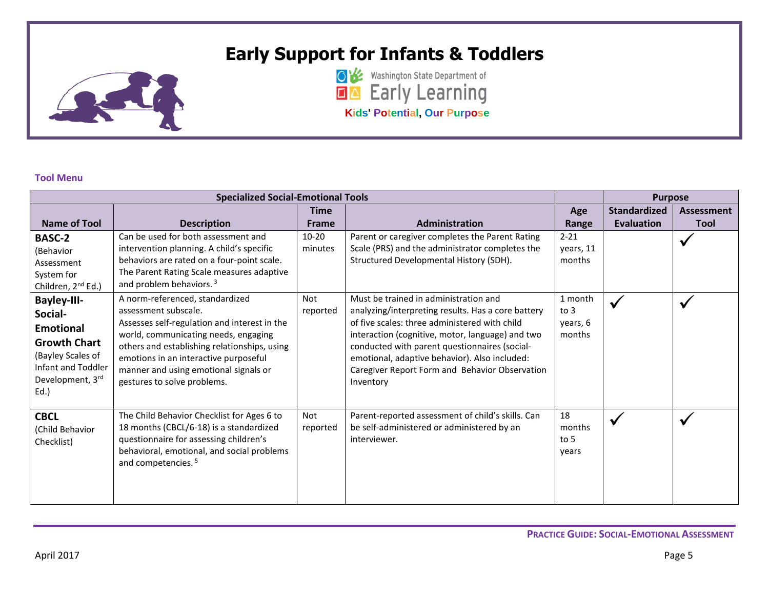# Early Support for Infants & Toddlers

Washington State Department of Early Learning

Kids' Potential, Our Purpose

**Tool Menu**

| Specialized Social-Emotional Tools | | | | | Purpose | |
|---|---|---|---|---|---|---|
| **Name of Tool** | **Description** | **Time Frame** | **Administration** | **Age Range** | **Standardized Evaluation** | **Assessment Tool** |
| **BASC-2** (Behavior Assessment System for Children, 2nd Ed.) | Can be used for both assessment and intervention planning. A child's specific behaviors are rated on a four-point scale. The Parent Rating Scale measures adaptive and problem behaviors. [3] | 10-20 minutes | Parent or caregiver completes the Parent Rating Scale (PRS) and the administrator completes the Structured Developmental History (SDH). | 2-21 years, 11 months | | ✓ |
| **Bayley-III-Social-Emotional Growth Chart** (Bayley Scales of Infant and Toddler Development, 3rd Ed.) | A norm-referenced, standardized assessment subscale. Assesses self-regulation and interest in the world, communicating needs, engaging others and establishing relationships, using emotions in an interactive purposeful manner and using emotional signals or gestures to solve problems. | Not reported | Must be trained in administration and analyzing/interpreting results. Has a core battery of five scales: three administered with child interaction (cognitive, motor, language) and two conducted with parent questionnaires (social-emotional, adaptive behavior). Also included: Caregiver Report Form and Behavior Observation Inventory | 1 month to 3 years, 6 months | ✓ | ✓ |
| **CBCL** (Child Behavior Checklist) | The Child Behavior Checklist for Ages 6 to 18 months (CBCL/6-18) is a standardized questionnaire for assessing children's behavioral, emotional, and social problems and competencies. [5] | Not reported | Parent-reported assessment of child's skills. Can be self-administered or administered by an interviewer. | 18 months to 5 years | ✓ | ✓ |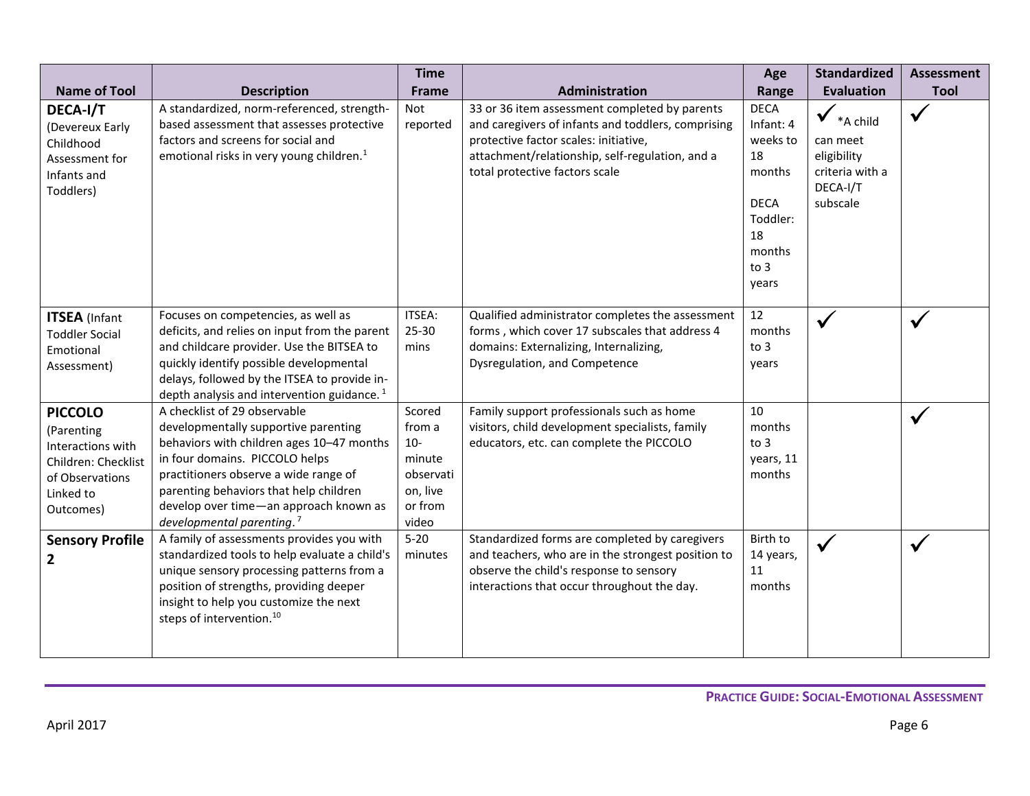| Name of Tool | Description | Time Frame | Administration | Age Range | Standardized Evaluation | Assessment Tool |
|---|---|---|---|---|---|---|
| **DECA-I/T** (Devereux Early Childhood Assessment for Infants and Toddlers) | A standardized, norm-referenced, strength-based assessment that assesses protective factors and screens for social and emotional risks in very young children.[1] | Not reported | 33 or 36 item assessment completed by parents and caregivers of infants and toddlers, comprising protective factor scales: initiative, attachment/relationship, self-regulation, and a total protective factors scale | DECA Infant: 4 weeks to 18 months<br><br>DECA Toddler: 18 months to 3 years | ✓ *A child can meet eligibility criteria with a DECA-I/T subscale | ✓ |
| **ITSEA** (Infant Toddler Social Emotional Assessment) | Focuses on competencies, as well as deficits, and relies on input from the parent and childcare provider. Use the BITSEA to quickly identify possible developmental delays, followed by the ITSEA to provide in-depth analysis and intervention guidance.[1] | ITSEA: 25-30 mins | Qualified administrator completes the assessment forms , which cover 17 subscales that address 4 domains: Externalizing, Internalizing, Dysregulation, and Competence | 12 months to 3 years | ✓ | ✓ |
| **PICCOLO** (Parenting Interactions with Children: Checklist of Observations Linked to Outcomes) | A checklist of 29 observable developmentally supportive parenting behaviors with children ages 10–47 months in four domains. PICCOLO helps practitioners observe a wide range of parenting behaviors that help children develop over time—an approach known as *developmental parenting*.[7] | Scored from a 10-minute observation, live or from video | Family support professionals such as home visitors, child development specialists, family educators, etc. can complete the PICCOLO | 10 months to 3 years, 11 months | | ✓ |
| **Sensory Profile 2** | A family of assessments provides you with standardized tools to help evaluate a child's unique sensory processing patterns from a position of strengths, providing deeper insight to help you customize the next steps of intervention.[10] | 5-20 minutes | Standardized forms are completed by caregivers and teachers, who are in the strongest position to observe the child's response to sensory interactions that occur throughout the day. | Birth to 14 years, 11 months | ✓ | ✓ |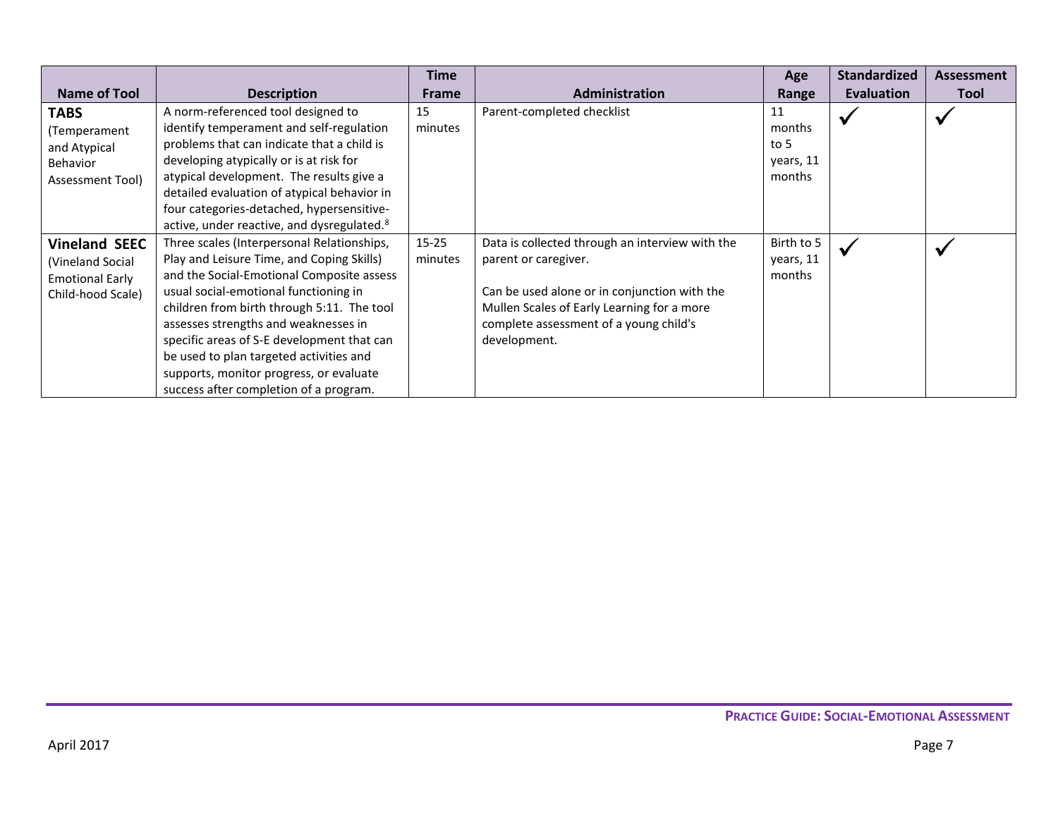| Name of Tool | Description | Time Frame | Administration | Age Range | Standardized Evaluation | Assessment Tool |
|---|---|---|---|---|---|---|
| **TABS** (Temperament and Atypical Behavior Assessment Tool) | A norm-referenced tool designed to identify temperament and self-regulation problems that can indicate that a child is developing atypically or is at risk for atypical development. The results give a detailed evaluation of atypical behavior in four categories-detached, hypersensitive-active, under reactive, and dysregulated.[8] | 15 minutes | Parent-completed checklist | 11 months to 5 years, 11 months | ✓ | ✓ |
| **Vineland SEEC** (Vineland Social Emotional Early Child-hood Scale) | Three scales (Interpersonal Relationships, Play and Leisure Time, and Coping Skills) and the Social-Emotional Composite assess usual social-emotional functioning in children from birth through 5:11. The tool assesses strengths and weaknesses in specific areas of S-E development that can be used to plan targeted activities and supports, monitor progress, or evaluate success after completion of a program. | 15-25 minutes | Data is collected through an interview with the parent or caregiver.<br><br>Can be used alone or in conjunction with the Mullen Scales of Early Learning for a more complete assessment of a young child's development. | Birth to 5 years, 11 months | ✓ | ✓ |